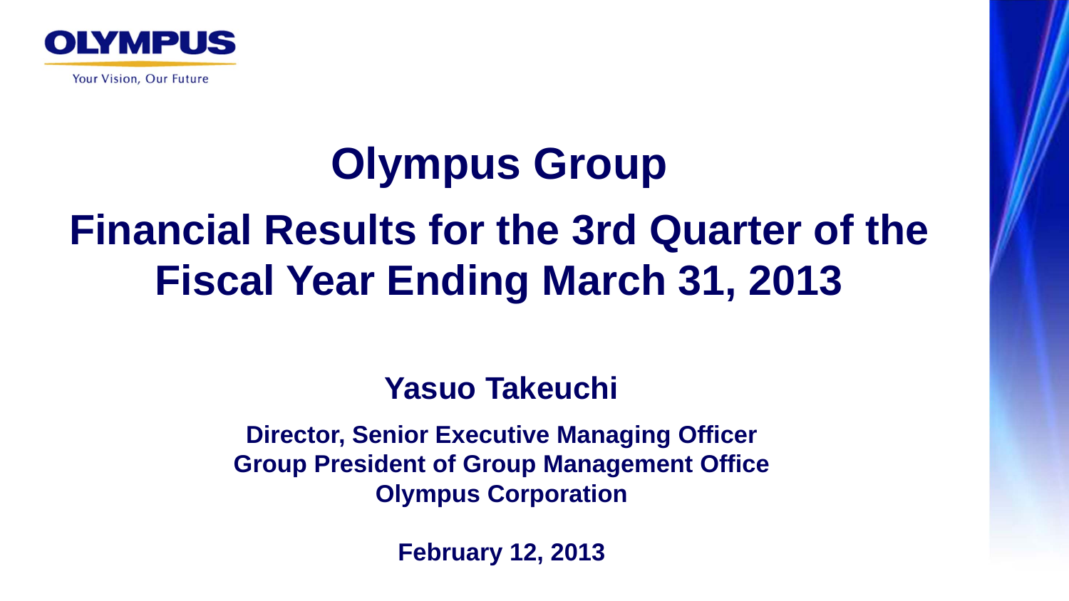OLYMPUS

Your Vision, Our Future

# Olympus Group

# Financial Results for the 3rd Quarter of the Fiscal Year Ending March 31, 2013

**Yasuo Takeuchi**

**Director, Senior Executive Managing Officer**
**Group President of Group Management Office**
**Olympus Corporation**

**February 12, 2013**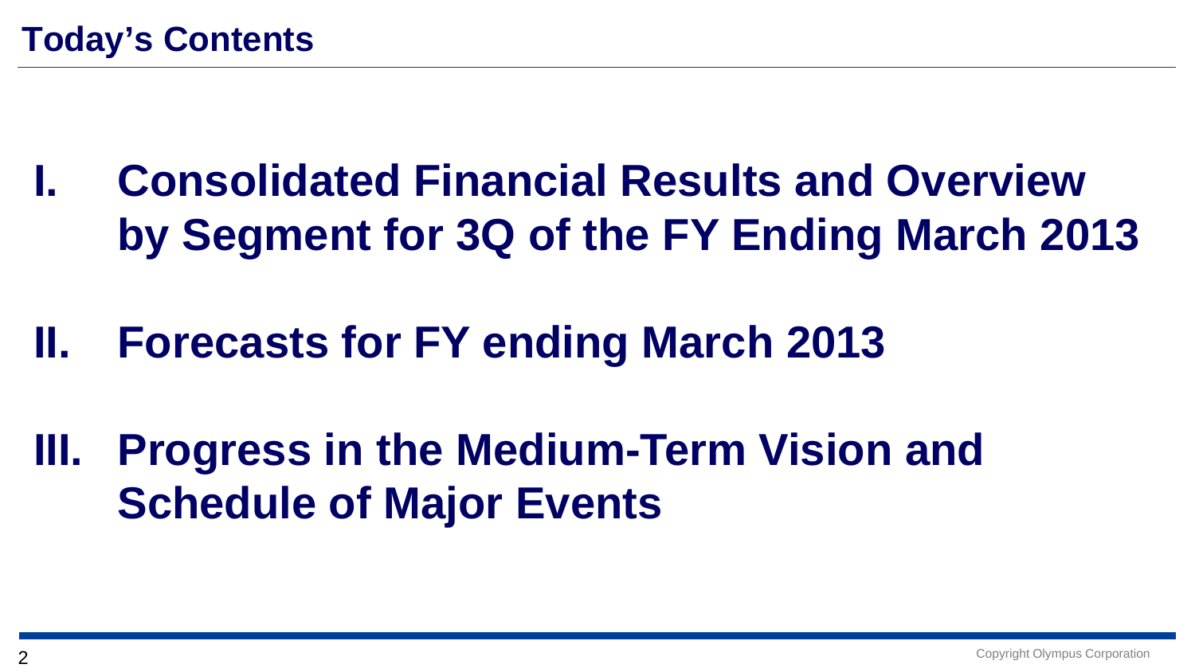# Today's Contents

I. **Consolidated Financial Results and Overview by Segment for 3Q of the FY Ending March 2013**

II. **Forecasts for FY ending March 2013**

III. **Progress in the Medium-Term Vision and Schedule of Major Events**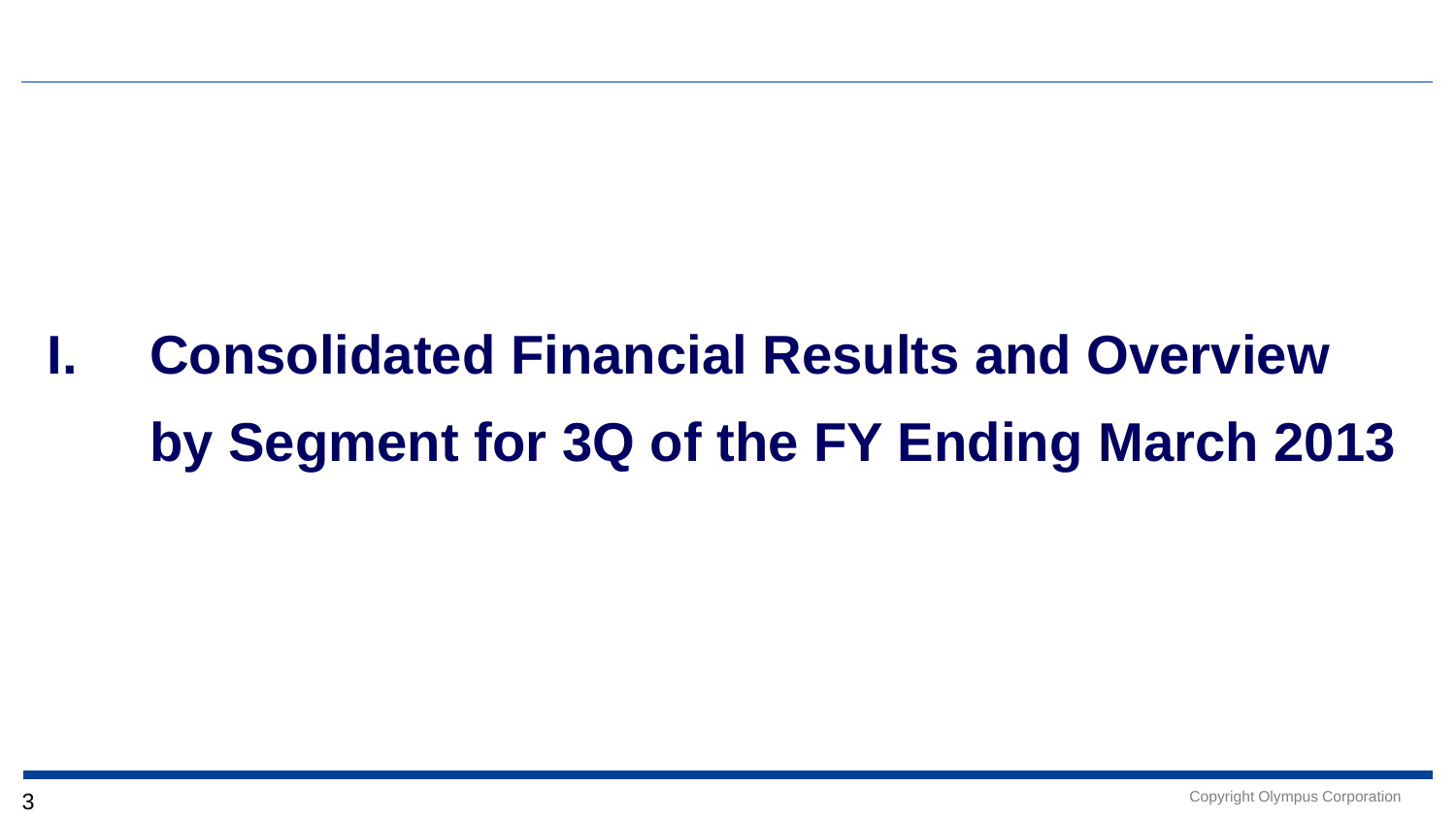# I. Consolidated Financial Results and Overview by Segment for 3Q of the FY Ending March 2013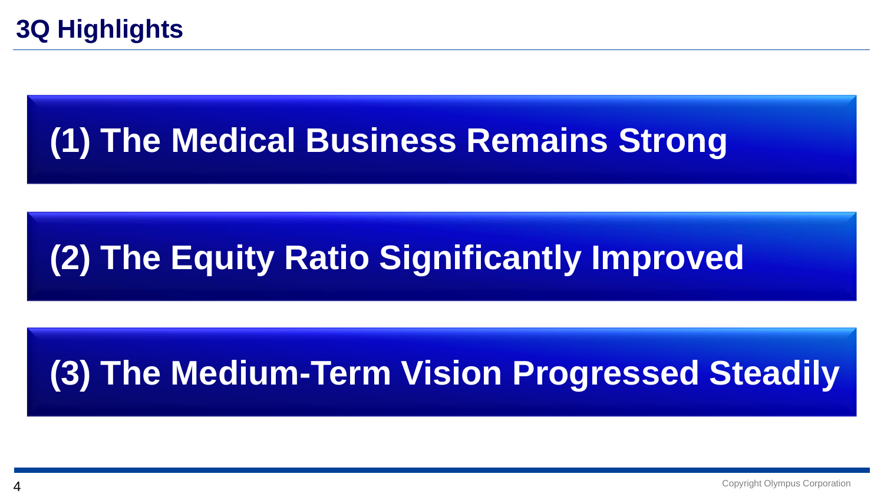# 3Q Highlights

## (1) The Medical Business Remains Strong

## (2) The Equity Ratio Significantly Improved

## (3) The Medium-Term Vision Progressed Steadily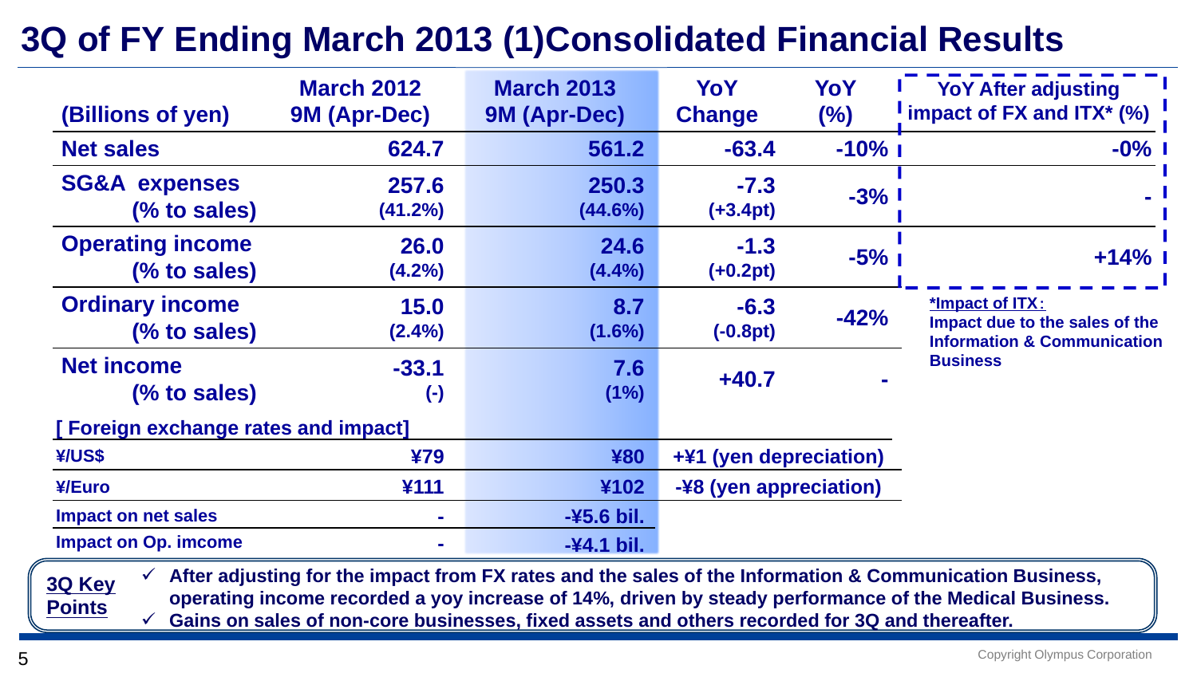# 3Q of FY Ending March 2013 (1)Consolidated Financial Results

| (Billions of yen) | March 2012 9M (Apr-Dec) | March 2013 9M (Apr-Dec) | YoY Change | YoY (%) | YoY After adjusting impact of FX and ITX* (%) |
|---|---|---|---|---|---|
| Net sales | 624.7 | 561.2 | -63.4 | -10% | -0% |
| SG&A expenses (% to sales) | 257.6 (41.2%) | 250.3 (44.6%) | -7.3 (+3.4pt) | -3% | - |
| Operating income (% to sales) | 26.0 (4.2%) | 24.6 (4.4%) | -1.3 (+0.2pt) | -5% | +14% |
| Ordinary income (% to sales) | 15.0 (2.4%) | 8.7 (1.6%) | -6.3 (-0.8pt) | -42% | |
| Net income (% to sales) | -33.1 (-) | 7.6 (1%) | +40.7 | - | |

*Impact of ITX：
Impact due to the sales of the Information & Communication Business

**[ Foreign exchange rates and impact]**

| | March 2012 9M (Apr-Dec) | March 2013 9M (Apr-Dec) | YoY Change |
|---|---|---|---|
| ¥/US$ | ¥79 | ¥80 | +¥1 (yen depreciation) |
| ¥/Euro | ¥111 | ¥102 | -¥8 (yen appreciation) |
| Impact on net sales | - | -¥5.6 bil. | |
| Impact on Op. imcome | - | -¥4.1 bil. | |

**3Q Key Points**

- ✓ After adjusting for the impact from FX rates and the sales of the Information & Communication Business, operating income recorded a yoy increase of 14%, driven by steady performance of the Medical Business.
- ✓ Gains on sales of non-core businesses, fixed assets and others recorded for 3Q and thereafter.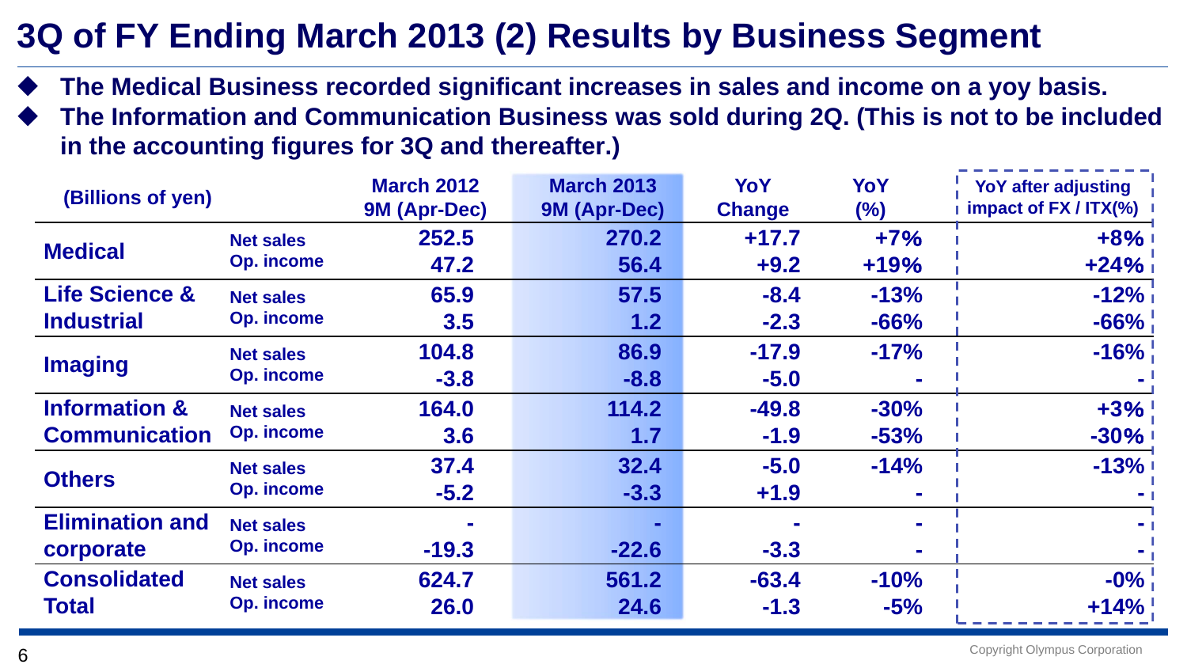# 3Q of FY Ending March 2013 (2) Results by Business Segment

- **The Medical Business recorded significant increases in sales and income on a yoy basis.**
- **The Information and Communication Business was sold during 2Q. (This is not to be included in the accounting figures for 3Q and thereafter.)**

| (Billions of yen) | | March 2012 9M (Apr-Dec) | March 2013 9M (Apr-Dec) | YoY Change | YoY (%) | YoY after adjusting impact of FX / ITX(%) |
|---|---|---|---|---|---|---|
| Medical | Net sales | 252.5 | 270.2 | +17.7 | +7% | +8% |
| | Op. income | 47.2 | 56.4 | +9.2 | +19% | +24% |
| Life Science & Industrial | Net sales | 65.9 | 57.5 | -8.4 | -13% | -12% |
| | Op. income | 3.5 | 1.2 | -2.3 | -66% | -66% |
| Imaging | Net sales | 104.8 | 86.9 | -17.9 | -17% | -16% |
| | Op. income | -3.8 | -8.8 | -5.0 | - | - |
| Information & Communication | Net sales | 164.0 | 114.2 | -49.8 | -30% | +3% |
| | Op. income | 3.6 | 1.7 | -1.9 | -53% | -30% |
| Others | Net sales | 37.4 | 32.4 | -5.0 | -14% | -13% |
| | Op. income | -5.2 | -3.3 | +1.9 | - | - |
| Elimination and corporate | Net sales | - | - | - | - | - |
| | Op. income | -19.3 | -22.6 | -3.3 | - | - |
| Consolidated Total | Net sales | 624.7 | 561.2 | -63.4 | -10% | -0% |
| | Op. income | 26.0 | 24.6 | -1.3 | -5% | +14% |

Copyright Olympus Corporation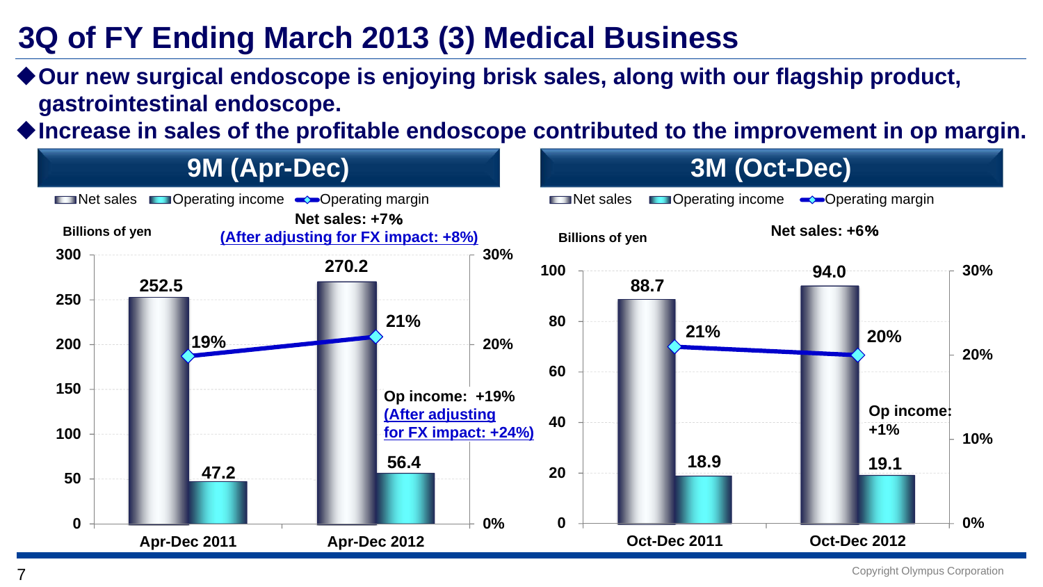# 3Q of FY Ending March 2013 (3) Medical Business

- ◆**Our new surgical endoscope is enjoying brisk sales, along with our flagship product, gastrointestinal endoscope.**
- ◆**Increase in sales of the profitable endoscope contributed to the improvement in op margin.**

## 9M (Apr-Dec)

Billions of yen

Net sales: +7%
(After adjusting for FX impact: +8%)

Op income: +19%
(After adjusting for FX impact: +24%)

| | Net sales | Operating income | Operating margin |
|---|---|---|---|
| Apr-Dec 2011 | 252.5 | 47.2 | 19% |
| Apr-Dec 2012 | 270.2 | 56.4 | 21% |

## 3M (Oct-Dec)

Billions of yen

Net sales: +6%

Op income: +1%

| | Net sales | Operating income | Operating margin |
|---|---|---|---|
| Oct-Dec 2011 | 88.7 | 18.9 | 21% |
| Oct-Dec 2012 | 94.0 | 19.1 | 20% |

Copyright Olympus Corporation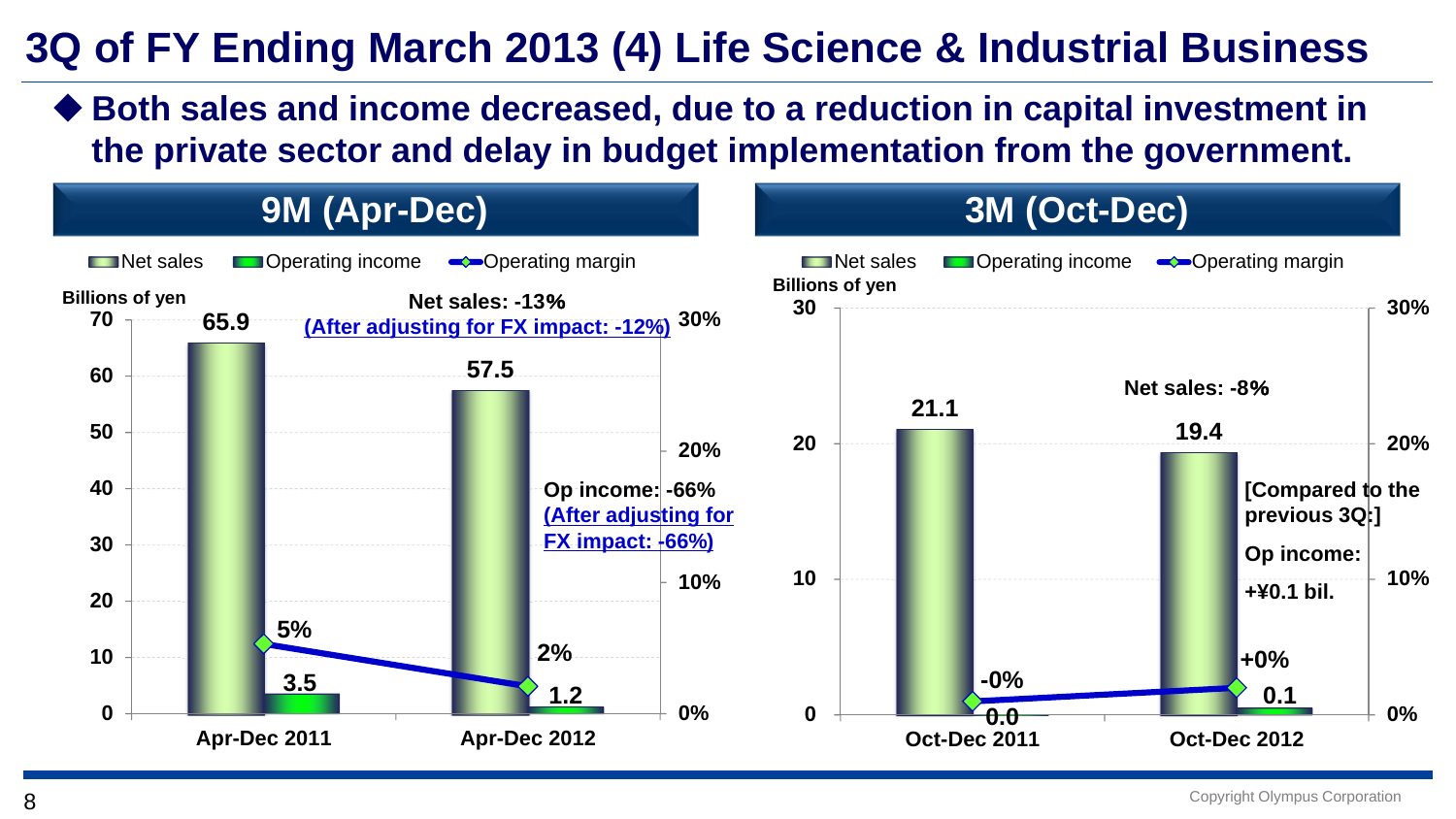# 3Q of FY Ending March 2013 (4) Life Science & Industrial Business

◆ **Both sales and income decreased, due to a reduction in capital investment in the private sector and delay in budget implementation from the government.**

## 9M (Apr-Dec)

Billions of yen

| | Apr-Dec 2011 | Apr-Dec 2012 |
|---|---|---|
| Net sales | 65.9 | 57.5 |
| Operating income | 3.5 | 1.2 |
| Operating margin | 5% | 2% |

**Net sales: -13%**
**(After adjusting for FX impact: -12%)**

**Op income: -66%**
**(After adjusting for FX impact: -66%)**

## 3M (Oct-Dec)

Billions of yen

| | Oct-Dec 2011 | Oct-Dec 2012 |
|---|---|---|
| Net sales | 21.1 | 19.4 |
| Operating income | 0.0 | 0.1 |
| Operating margin | -0% | +0% |

**Net sales: -8%**

**[Compared to the previous 3Q:]**
**Op income: +¥0.1 bil.**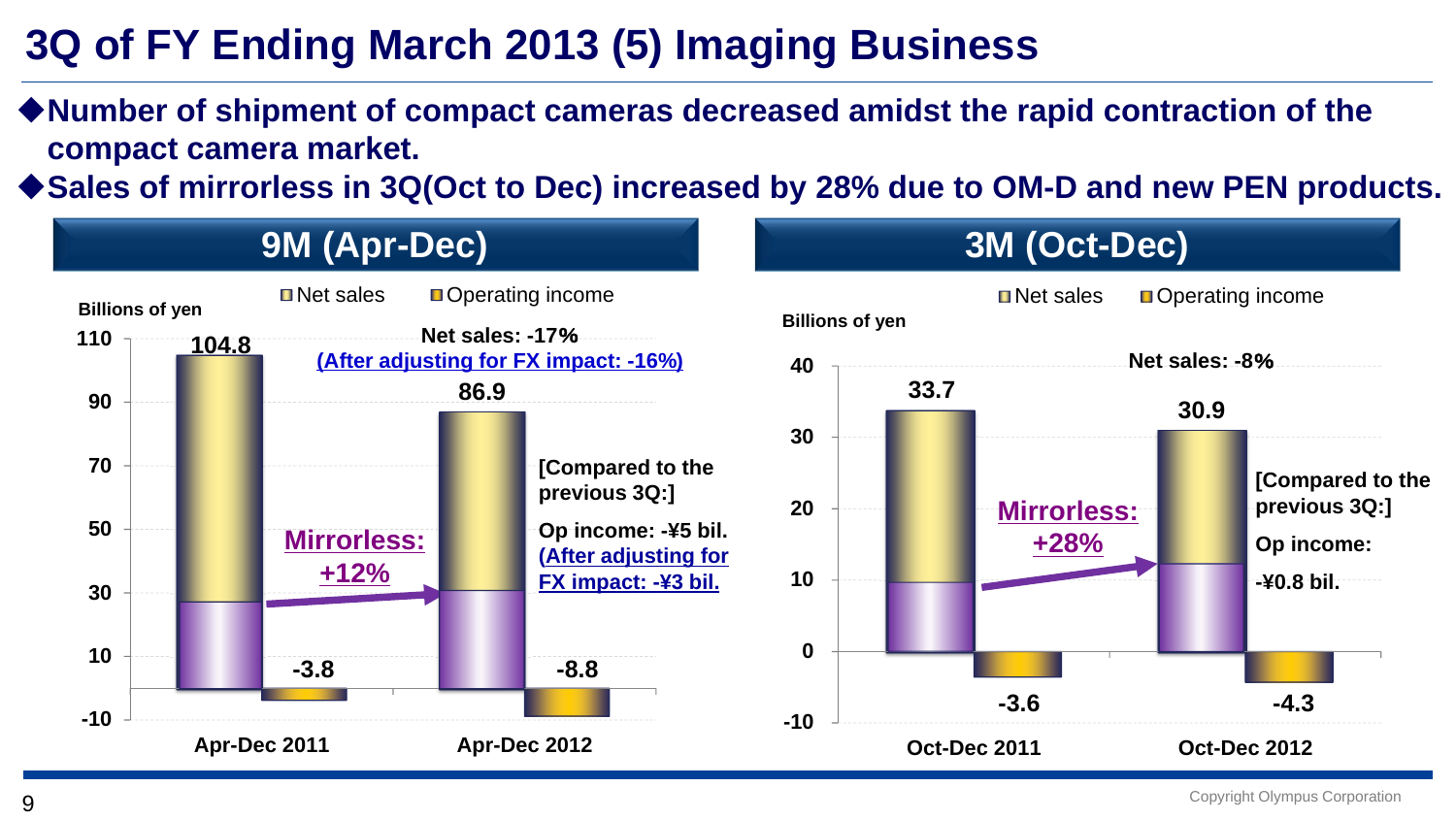# 3Q of FY Ending March 2013 (5) Imaging Business

- ◆Number of shipment of compact cameras decreased amidst the rapid contraction of the compact camera market.
- ◆Sales of mirrorless in 3Q(Oct to Dec) increased by 28% due to OM-D and new PEN products.

## 9M (Apr-Dec)

Billions of yen

| | Apr-Dec 2011 | Apr-Dec 2012 |
|---|---|---|
| Net sales | 104.8 | 86.9 |
| Operating income | -3.8 | -8.8 |

Net sales: -17%
(After adjusting for FX impact: -16%)

Mirrorless: +12%

[Compared to the previous 3Q:]
Op income: -¥5 bil.
(After adjusting for FX impact: -¥3 bil.

## 3M (Oct-Dec)

Billions of yen

| | Oct-Dec 2011 | Oct-Dec 2012 |
|---|---|---|
| Net sales | 33.7 | 30.9 |
| Operating income | -3.6 | -4.3 |

Net sales: -8%

Mirrorless: +28%

[Compared to the previous 3Q:]
Op income:
-¥0.8 bil.

Copyright Olympus Corporation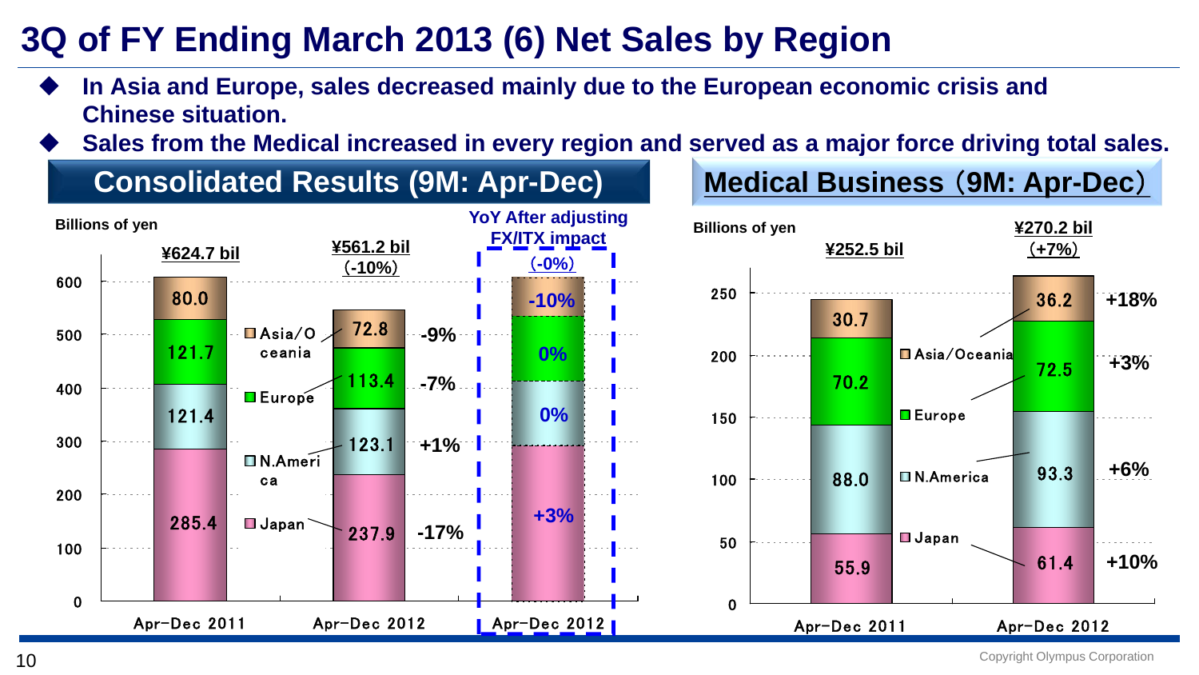# 3Q of FY Ending March 2013 (6) Net Sales by Region

- **In Asia and Europe, sales decreased mainly due to the European economic crisis and Chinese situation.**
- **Sales from the Medical increased in every region and served as a major force driving total sales.**

## Consolidated Results (9M: Apr-Dec)

Billions of yen

| Region | Apr-Dec 2011 | Apr-Dec 2012 | YoY | YoY After adjusting FX/ITX impact |
|---|---|---|---|---|
| Asia/Oceania | 80.0 | 72.8 | -9% | -10% |
| Europe | 121.7 | 113.4 | -7% | 0% |
| N.America | 121.4 | 123.1 | +1% | 0% |
| Japan | 285.4 | 237.9 | -17% | +3% |
| Total | ¥624.7 bil | ¥561.2 bil (-10%) | | (-0%) |

## Medical Business（9M: Apr-Dec）

Billions of yen

| Region | Apr-Dec 2011 | Apr-Dec 2012 | YoY |
|---|---|---|---|
| Asia/Oceania | 30.7 | 36.2 | +18% |
| Europe | 70.2 | 72.5 | +3% |
| N.America | 88.0 | 93.3 | +6% |
| Japan | 55.9 | 61.4 | +10% |
| Total | ¥252.5 bil | ¥270.2 bil（+7%） | |

Copyright Olympus Corporation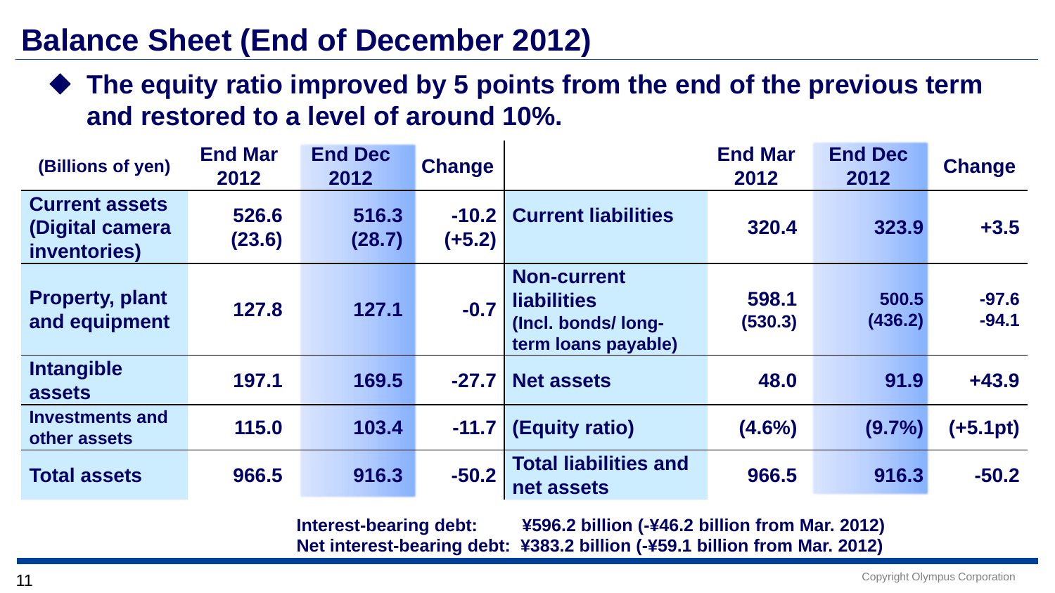# Balance Sheet (End of December 2012)

- **The equity ratio improved by 5 points from the end of the previous term and restored to a level of around 10%.**

| (Billions of yen) | End Mar 2012 | End Dec 2012 | Change | | End Mar 2012 | End Dec 2012 | Change |
|---|---|---|---|---|---|---|---|
| **Current assets (Digital camera inventories)** | 526.6 (23.6) | 516.3 (28.7) | -10.2 (+5.2) | **Current liabilities** | 320.4 | 323.9 | +3.5 |
| **Property, plant and equipment** | 127.8 | 127.1 | -0.7 | **Non-current liabilities (Incl. bonds/ long-term loans payable)** | 598.1 (530.3) | 500.5 (436.2) | -97.6 -94.1 |
| **Intangible assets** | 197.1 | 169.5 | -27.7 | **Net assets** | 48.0 | 91.9 | +43.9 |
| **Investments and other assets** | 115.0 | 103.4 | -11.7 | **(Equity ratio)** | (4.6%) | (9.7%) | (+5.1pt) |
| **Total assets** | 966.5 | 916.3 | -50.2 | **Total liabilities and net assets** | 966.5 | 916.3 | -50.2 |

**Interest-bearing debt: ¥596.2 billion (-¥46.2 billion from Mar. 2012)**
**Net interest-bearing debt: ¥383.2 billion (-¥59.1 billion from Mar. 2012)**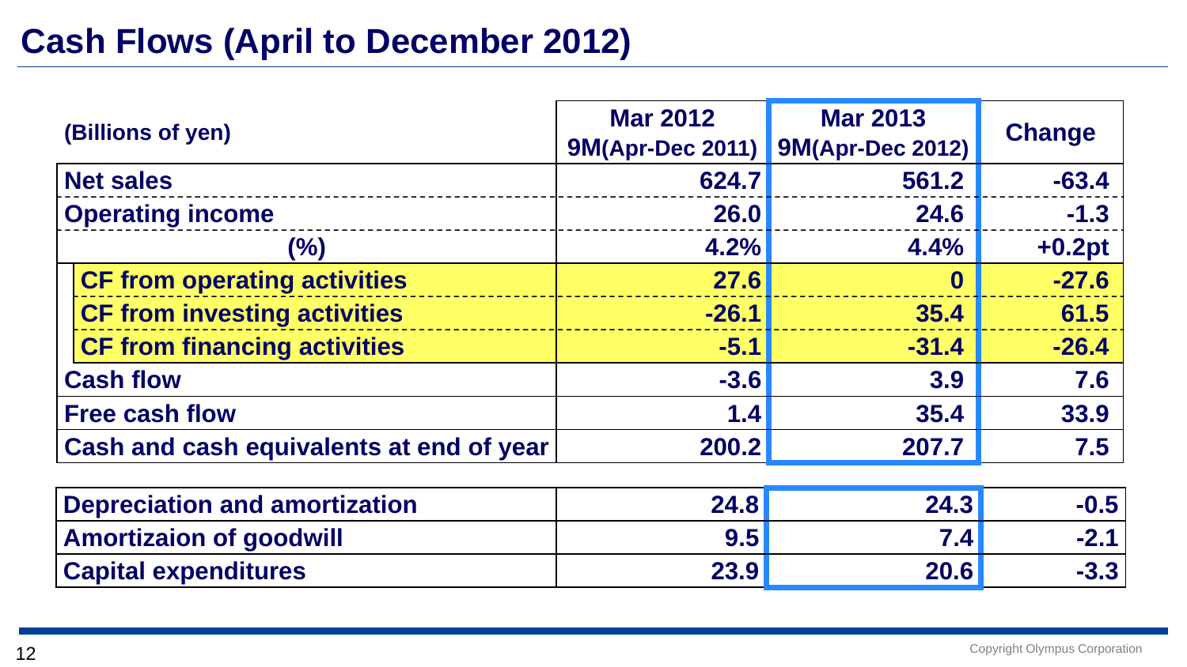# Cash Flows (April to December 2012)

| (Billions of yen) | Mar 2012 9M(Apr-Dec 2011) | Mar 2013 9M(Apr-Dec 2012) | Change |
|---|---|---|---|
| Net sales | 624.7 | 561.2 | -63.4 |
| Operating income | 26.0 | 24.6 | -1.3 |
| (%) | 4.2% | 4.4% | +0.2pt |
| CF from operating activities | 27.6 | 0 | -27.6 |
| CF from investing activities | -26.1 | 35.4 | 61.5 |
| CF from financing activities | -5.1 | -31.4 | -26.4 |
| Cash flow | -3.6 | 3.9 | 7.6 |
| Free cash flow | 1.4 | 35.4 | 33.9 |
| Cash and cash equivalents at end of year | 200.2 | 207.7 | 7.5 |

| | | | |
|---|---|---|---|
| Depreciation and amortization | 24.8 | 24.3 | -0.5 |
| Amortizaion of goodwill | 9.5 | 7.4 | -2.1 |
| Capital expenditures | 23.9 | 20.6 | -3.3 |

Copyright Olympus Corporation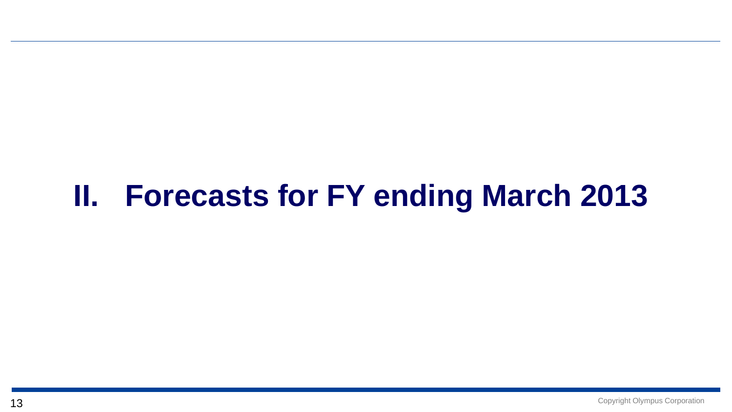# II. Forecasts for FY ending March 2013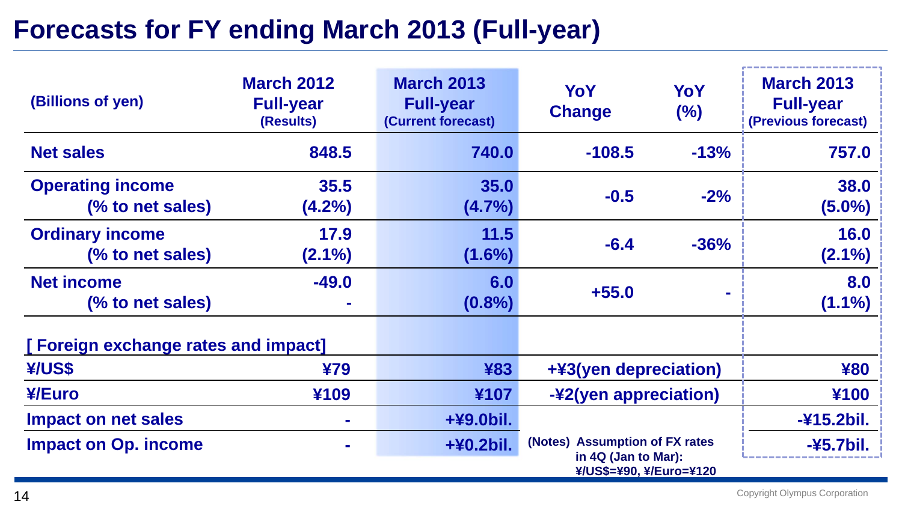# Forecasts for FY ending March 2013 (Full-year)

| (Billions of yen) | March 2012 Full-year (Results) | March 2013 Full-year (Current forecast) | YoY Change | YoY (%) | March 2013 Full-year (Previous forecast) |
|---|---|---|---|---|---|
| Net sales | 848.5 | 740.0 | -108.5 | -13% | 757.0 |
| Operating income<br>(% to net sales) | 35.5<br>(4.2%) | 35.0<br>(4.7%) | -0.5 | -2% | 38.0<br>(5.0%) |
| Ordinary income<br>(% to net sales) | 17.9<br>(2.1%) | 11.5<br>(1.6%) | -6.4 | -36% | 16.0<br>(2.1%) |
| Net income<br>(% to net sales) | -49.0<br>- | 6.0<br>(0.8%) | +55.0 | - | 8.0<br>(1.1%) |

**[ Foreign exchange rates and impact]**

| | March 2012 Full-year (Results) | March 2013 Full-year (Current forecast) | YoY Change | March 2013 Full-year (Previous forecast) |
|---|---|---|---|---|
| ¥/US$ | ¥79 | ¥83 | +¥3(yen depreciation) | ¥80 |
| ¥/Euro | ¥109 | ¥107 | -¥2(yen appreciation) | ¥100 |
| Impact on net sales | - | +¥9.0bil. | | -¥15.2bil. |
| Impact on Op. income | - | +¥0.2bil. | | -¥5.7bil. |

(Notes) Assumption of FX rates in 4Q (Jan to Mar): ¥/US$=¥90, ¥/Euro=¥120

Copyright Olympus Corporation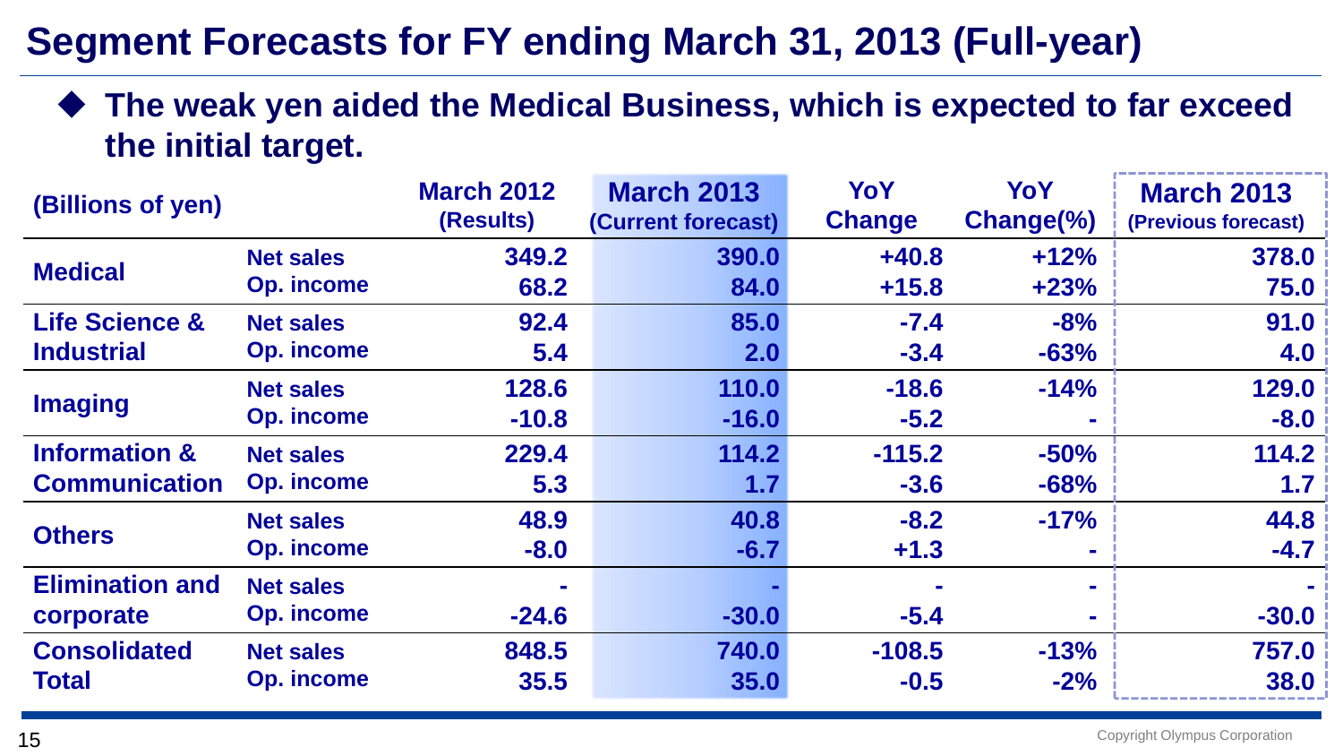# Segment Forecasts for FY ending March 31, 2013 (Full-year)

◆ **The weak yen aided the Medical Business, which is expected to far exceed the initial target.**

| (Billions of yen) | | March 2012 (Results) | March 2013 (Current forecast) | YoY Change | YoY Change(%) | March 2013 (Previous forecast) |
|---|---|---|---|---|---|---|
| Medical | Net sales | 349.2 | 390.0 | +40.8 | +12% | 378.0 |
| | Op. income | 68.2 | 84.0 | +15.8 | +23% | 75.0 |
| Life Science & Industrial | Net sales | 92.4 | 85.0 | -7.4 | -8% | 91.0 |
| | Op. income | 5.4 | 2.0 | -3.4 | -63% | 4.0 |
| Imaging | Net sales | 128.6 | 110.0 | -18.6 | -14% | 129.0 |
| | Op. income | -10.8 | -16.0 | -5.2 | - | -8.0 |
| Information & Communication | Net sales | 229.4 | 114.2 | -115.2 | -50% | 114.2 |
| | Op. income | 5.3 | 1.7 | -3.6 | -68% | 1.7 |
| Others | Net sales | 48.9 | 40.8 | -8.2 | -17% | 44.8 |
| | Op. income | -8.0 | -6.7 | +1.3 | - | -4.7 |
| Elimination and corporate | Net sales | - | - | - | - | - |
| | Op. income | -24.6 | -30.0 | -5.4 | - | -30.0 |
| Consolidated Total | Net sales | 848.5 | 740.0 | -108.5 | -13% | 757.0 |
| | Op. income | 35.5 | 35.0 | -0.5 | -2% | 38.0 |

Copyright Olympus Corporation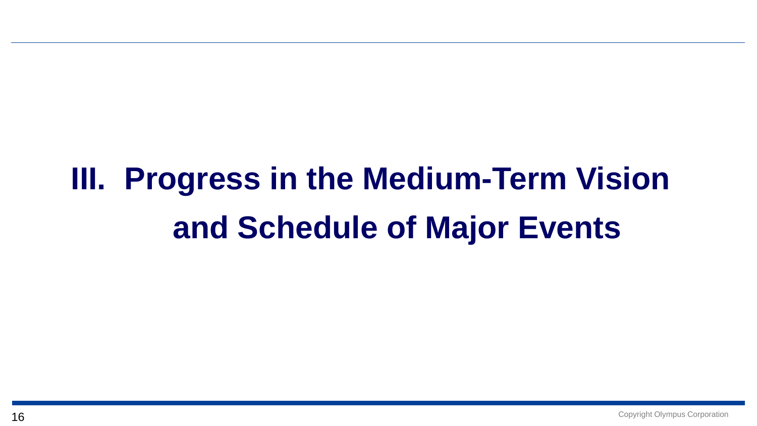# III. Progress in the Medium-Term Vision and Schedule of Major Events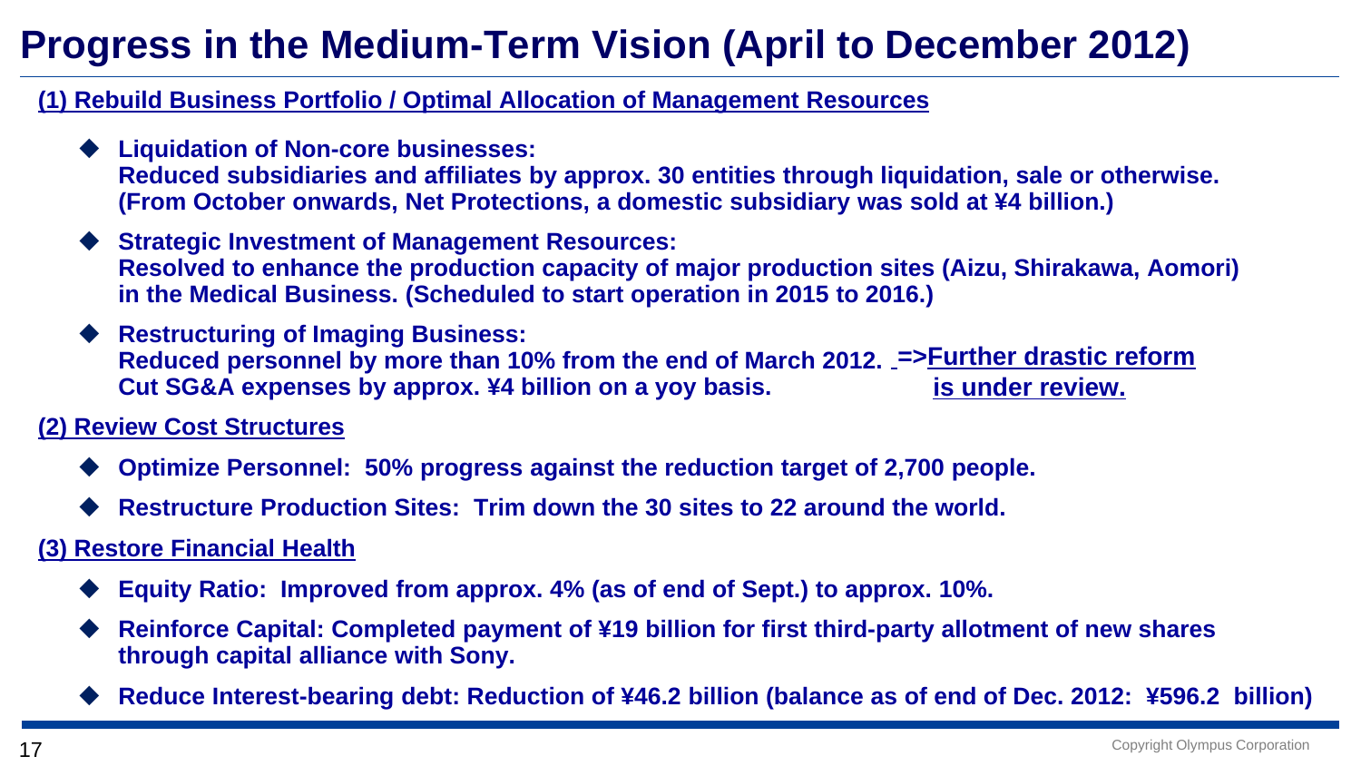# Progress in the Medium-Term Vision (April to December 2012)

## (1) Rebuild Business Portfolio / Optimal Allocation of Management Resources

- **Liquidation of Non-core businesses:**
  **Reduced subsidiaries and affiliates by approx. 30 entities through liquidation, sale or otherwise. (From October onwards, Net Protections, a domestic subsidiary was sold at ¥4 billion.)**
- **Strategic Investment of Management Resources:**
  **Resolved to enhance the production capacity of major production sites (Aizu, Shirakawa, Aomori) in the Medical Business. (Scheduled to start operation in 2015 to 2016.)**
- **Restructuring of Imaging Business:**
  **Reduced personnel by more than 10% from the end of March 2012.**
  **Cut SG&A expenses by approx. ¥4 billion on a yoy basis.**
  **=>Further drastic reform is under review.**

## (2) Review Cost Structures

- **Optimize Personnel: 50% progress against the reduction target of 2,700 people.**
- **Restructure Production Sites: Trim down the 30 sites to 22 around the world.**

## (3) Restore Financial Health

- **Equity Ratio: Improved from approx. 4% (as of end of Sept.) to approx. 10%.**
- **Reinforce Capital: Completed payment of ¥19 billion for first third-party allotment of new shares through capital alliance with Sony.**
- **Reduce Interest-bearing debt: Reduction of ¥46.2 billion (balance as of end of Dec. 2012: ¥596.2 billion)**

Copyright Olympus Corporation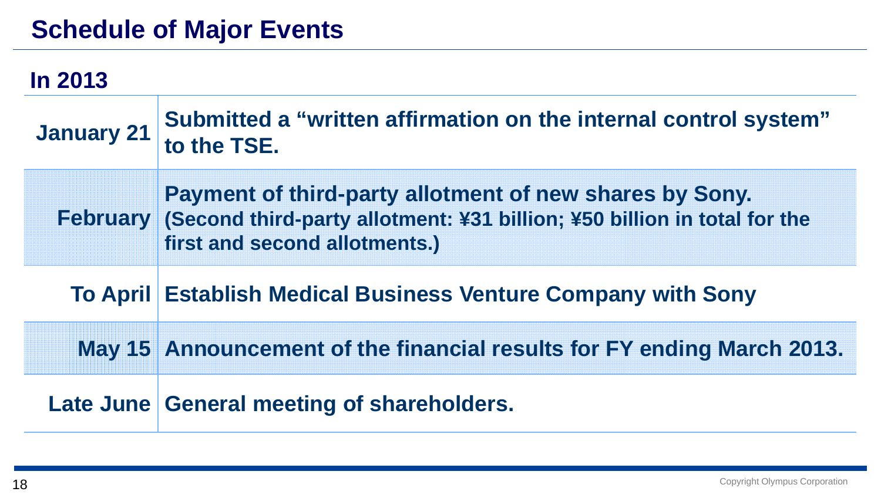# Schedule of Major Events

## In 2013

| | |
|---|---|
| **January 21** | **Submitted a “written affirmation on the internal control system” to the TSE.** |
| **February** | **Payment of third-party allotment of new shares by Sony.** **(Second third-party allotment: ¥31 billion; ¥50 billion in total for the first and second allotments.)** |
| **To April** | **Establish Medical Business Venture Company with Sony** |
| **May 15** | **Announcement of the financial results for FY ending March 2013.** |
| **Late June** | **General meeting of shareholders.** |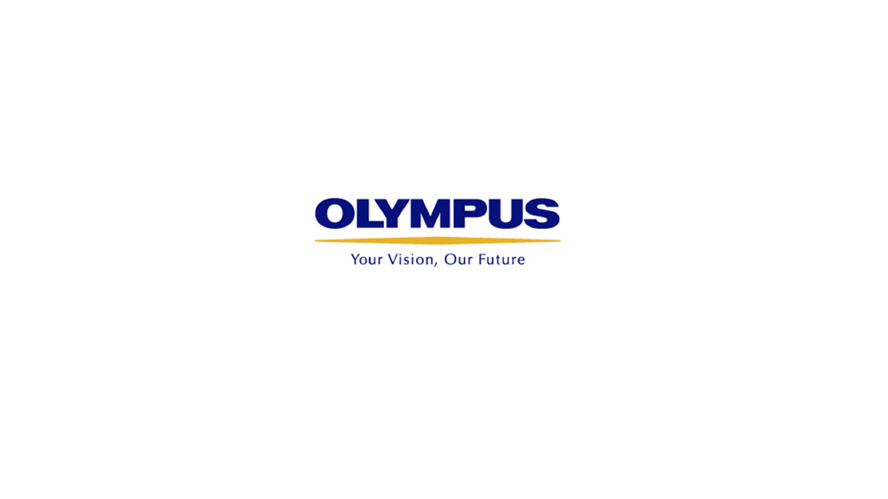OLYMPUS

Your Vision, Our Future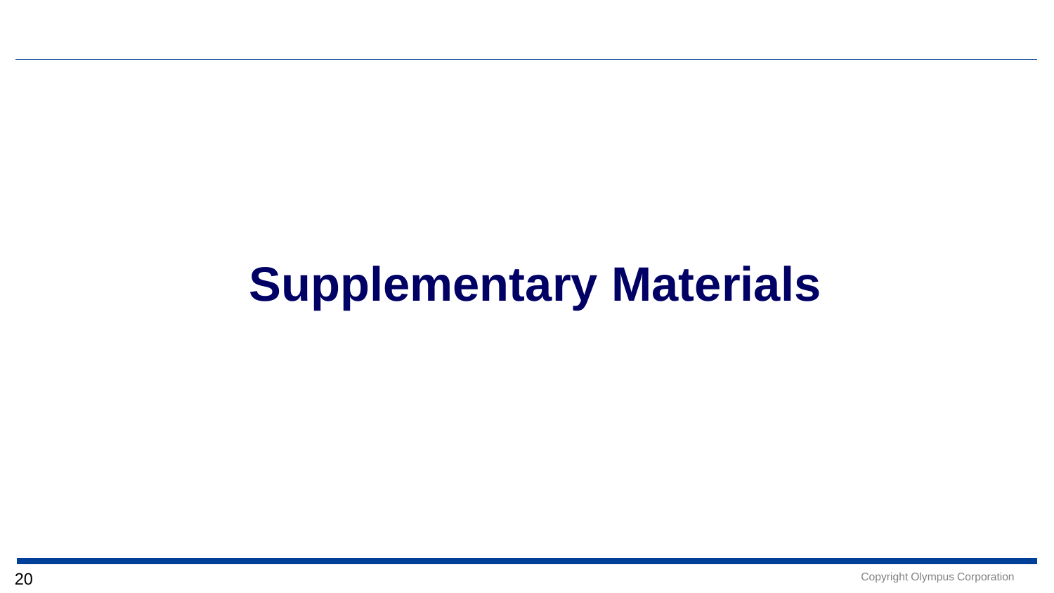# Supplementary Materials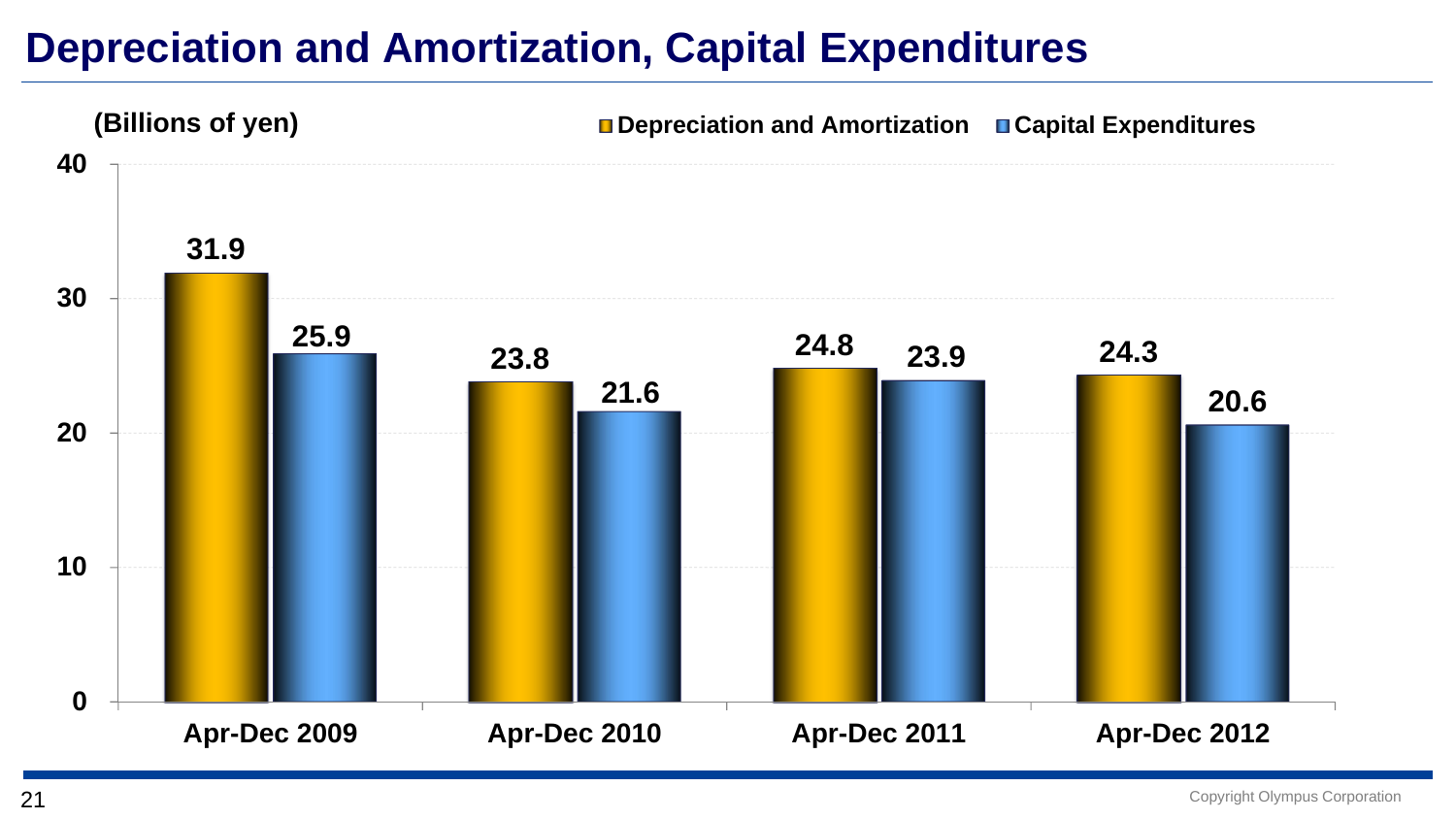# Depreciation and Amortization, Capital Expenditures

(Billions of yen)

| | Depreciation and Amortization | Capital Expenditures |
|---|---|---|
| Apr-Dec 2009 | 31.9 | 25.9 |
| Apr-Dec 2010 | 23.8 | 21.6 |
| Apr-Dec 2011 | 24.8 | 23.9 |
| Apr-Dec 2012 | 24.3 | 20.6 |

Copyright Olympus Corporation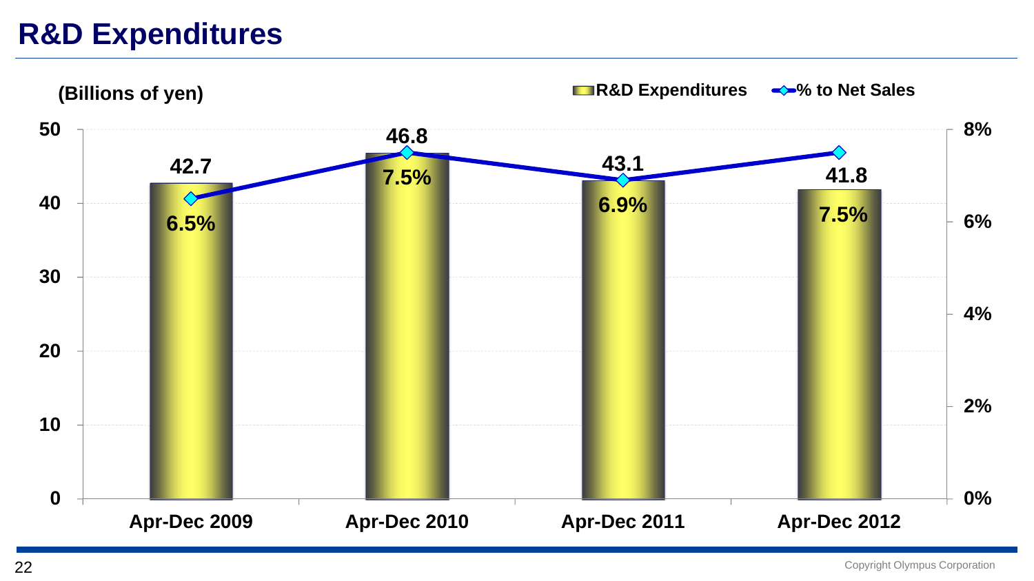# R&D Expenditures

(Billions of yen)

| | Apr-Dec 2009 | Apr-Dec 2010 | Apr-Dec 2011 | Apr-Dec 2012 |
|---|---|---|---|---|
| R&D Expenditures | 42.7 | 46.8 | 43.1 | 41.8 |
| % to Net Sales | 6.5% | 7.5% | 6.9% | 7.5% |

Copyright Olympus Corporation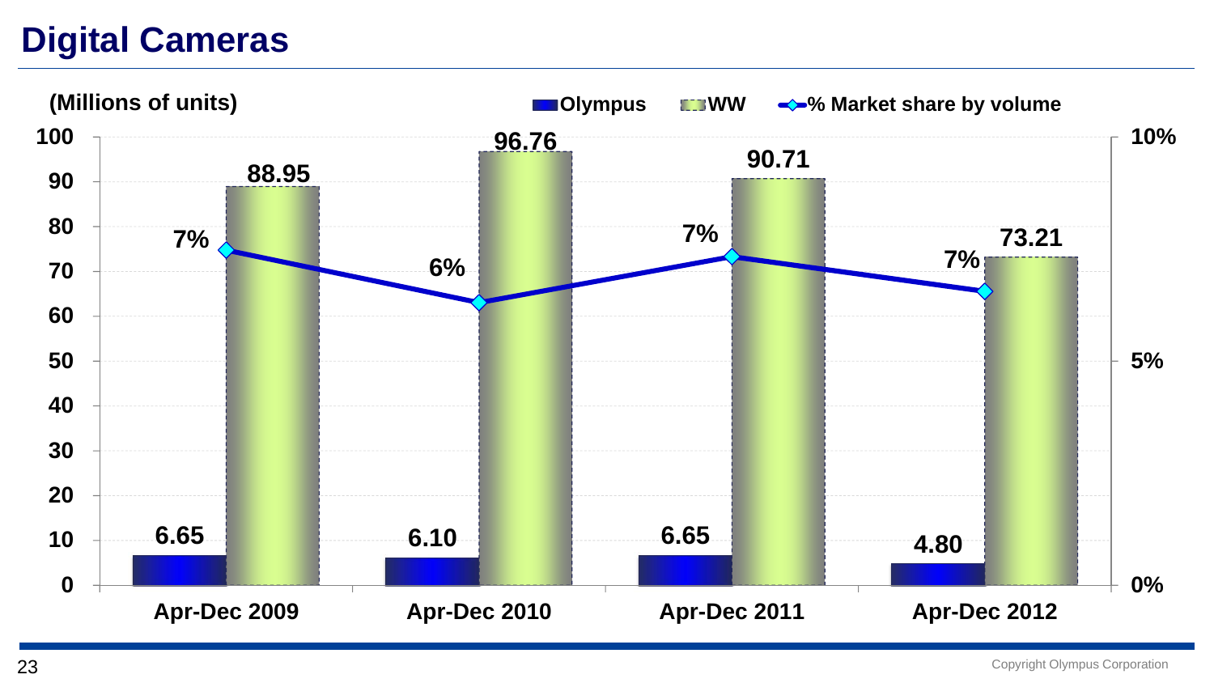# Digital Cameras

(Millions of units)

| | Olympus | WW | % Market share by volume |
|---|---|---|---|
| Apr-Dec 2009 | 6.65 | 88.95 | 7% |
| Apr-Dec 2010 | 6.10 | 96.76 | 6% |
| Apr-Dec 2011 | 6.65 | 90.71 | 7% |
| Apr-Dec 2012 | 4.80 | 73.21 | 7% |

Copyright Olympus Corporation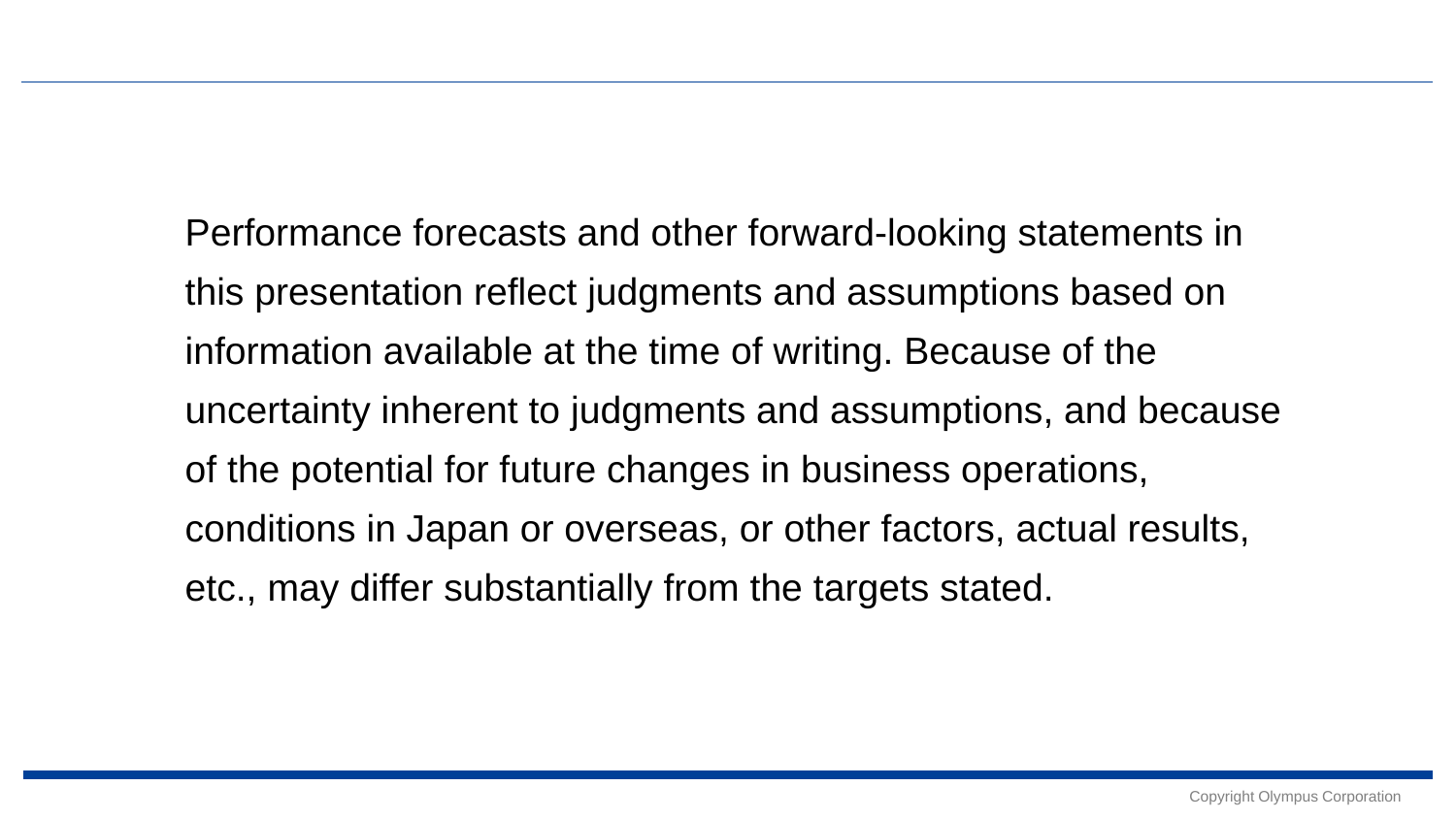Performance forecasts and other forward-looking statements in this presentation reflect judgments and assumptions based on information available at the time of writing. Because of the uncertainty inherent to judgments and assumptions, and because of the potential for future changes in business operations, conditions in Japan or overseas, or other factors, actual results, etc., may differ substantially from the targets stated.